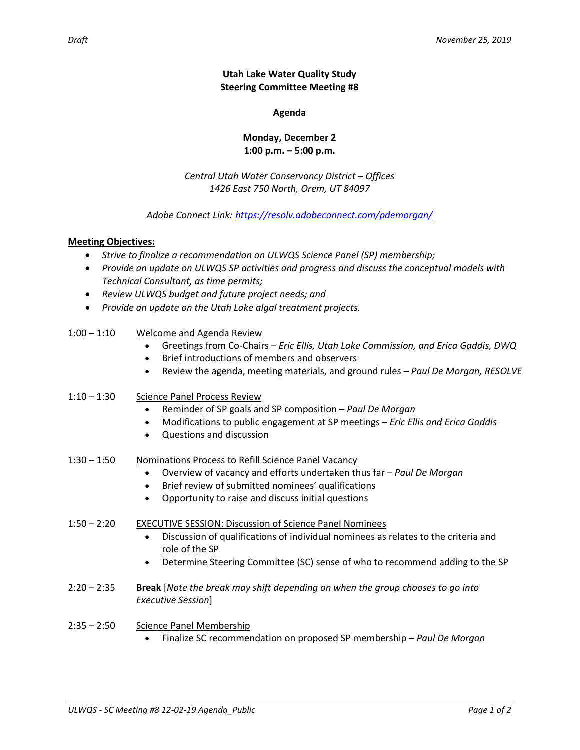*Draft* *November 25, 2019*

**Utah Lake Water Quality Study**
**Steering Committee Meeting #8**

**Agenda**

**Monday, December 2**
**1:00 p.m. – 5:00 p.m.**

*Central Utah Water Conservancy District – Offices*
*1426 East 750 North, Orem, UT 84097*

*Adobe Connect Link: https://resolv.adobeconnect.com/pdemorgan/*

**Meeting Objectives:**

- *Strive to finalize a recommendation on ULWQS Science Panel (SP) membership;*
- *Provide an update on ULWQS SP activities and progress and discuss the conceptual models with Technical Consultant, as time permits;*
- *Review ULWQS budget and future project needs; and*
- *Provide an update on the Utah Lake algal treatment projects.*

1:00 – 1:10 Welcome and Agenda Review

- Greetings from Co-Chairs – *Eric Ellis, Utah Lake Commission, and Erica Gaddis, DWQ*
- Brief introductions of members and observers
- Review the agenda, meeting materials, and ground rules – *Paul De Morgan, RESOLVE*

1:10 – 1:30 Science Panel Process Review

- Reminder of SP goals and SP composition – *Paul De Morgan*
- Modifications to public engagement at SP meetings – *Eric Ellis and Erica Gaddis*
- Questions and discussion

1:30 – 1:50 Nominations Process to Refill Science Panel Vacancy

- Overview of vacancy and efforts undertaken thus far – *Paul De Morgan*
- Brief review of submitted nominees' qualifications
- Opportunity to raise and discuss initial questions

1:50 – 2:20 EXECUTIVE SESSION: Discussion of Science Panel Nominees

- Discussion of qualifications of individual nominees as relates to the criteria and role of the SP
- Determine Steering Committee (SC) sense of who to recommend adding to the SP

2:20 – 2:35 **Break** [*Note the break may shift depending on when the group chooses to go into Executive Session*]

2:35 – 2:50 Science Panel Membership

- Finalize SC recommendation on proposed SP membership – *Paul De Morgan*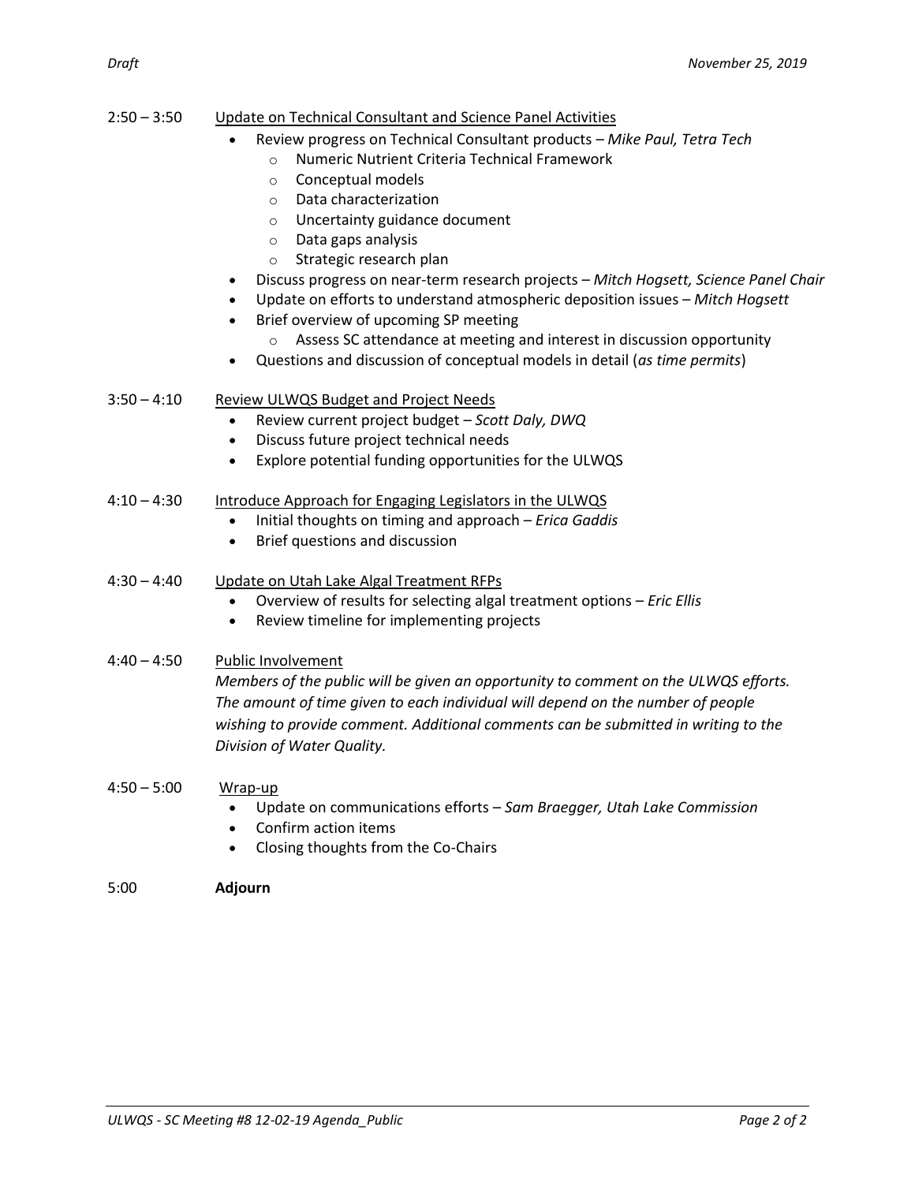2:50 – 3:50 Update on Technical Consultant and Science Panel Activities

- Review progress on Technical Consultant products – *Mike Paul, Tetra Tech*
  - Numeric Nutrient Criteria Technical Framework
  - Conceptual models
  - Data characterization
  - Uncertainty guidance document
  - Data gaps analysis
  - Strategic research plan
- Discuss progress on near-term research projects – *Mitch Hogsett, Science Panel Chair*
- Update on efforts to understand atmospheric deposition issues – *Mitch Hogsett*
- Brief overview of upcoming SP meeting
  - Assess SC attendance at meeting and interest in discussion opportunity
- Questions and discussion of conceptual models in detail (*as time permits*)

3:50 – 4:10 Review ULWQS Budget and Project Needs

- Review current project budget – *Scott Daly, DWQ*
- Discuss future project technical needs
- Explore potential funding opportunities for the ULWQS

4:10 – 4:30 Introduce Approach for Engaging Legislators in the ULWQS

- Initial thoughts on timing and approach – *Erica Gaddis*
- Brief questions and discussion

4:30 – 4:40 Update on Utah Lake Algal Treatment RFPs

- Overview of results for selecting algal treatment options – *Eric Ellis*
- Review timeline for implementing projects

4:40 – 4:50 Public Involvement

*Members of the public will be given an opportunity to comment on the ULWQS efforts. The amount of time given to each individual will depend on the number of people wishing to provide comment. Additional comments can be submitted in writing to the Division of Water Quality.*

4:50 – 5:00 Wrap-up

- Update on communications efforts – *Sam Braegger, Utah Lake Commission*
- Confirm action items
- Closing thoughts from the Co-Chairs

5:00 **Adjourn**